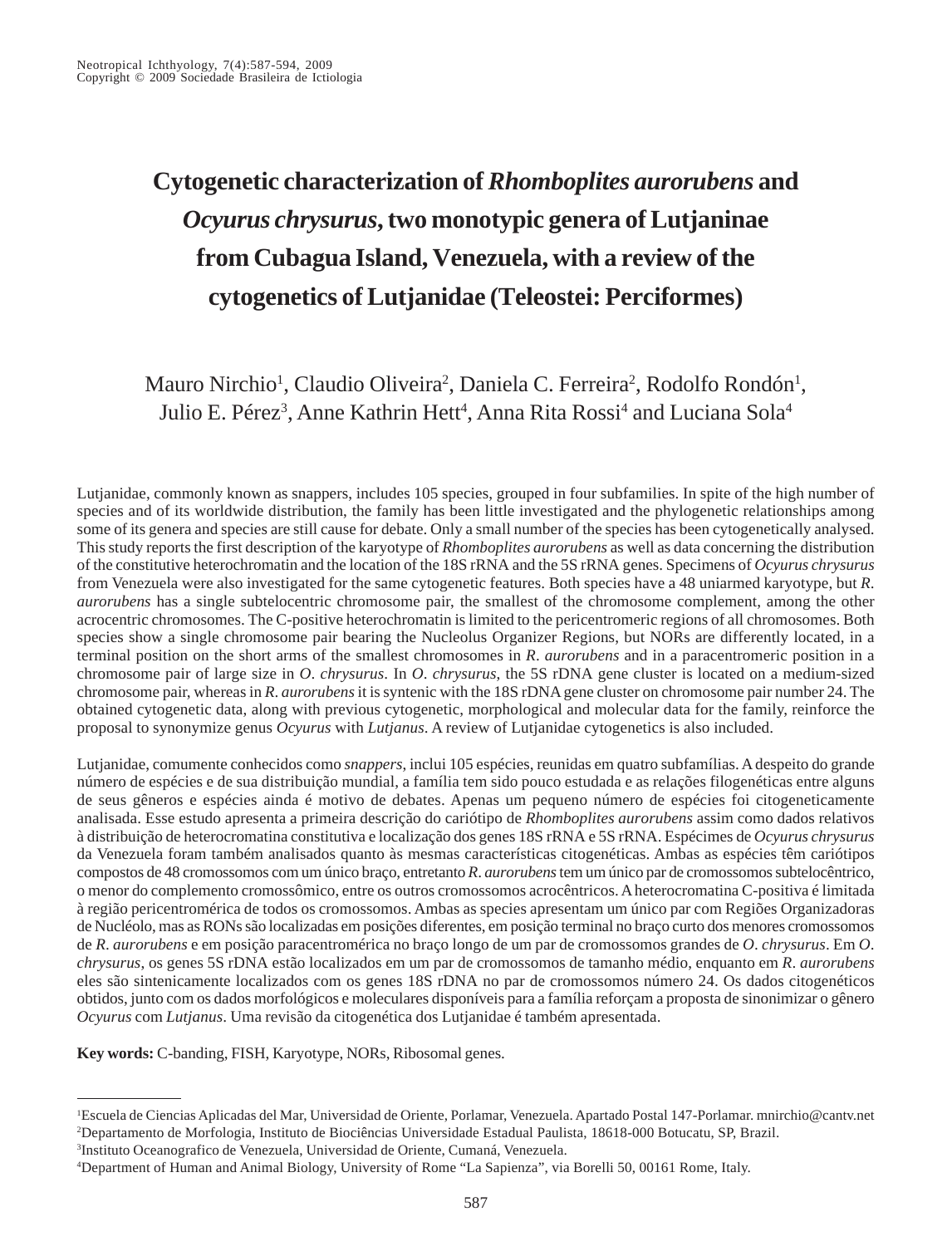# Cytogenetic characterization of *Rhomboplites aurorubens* and *Ocyurus chrysurus*, two monotypic genera of Lutjaninae from Cubagua Island, Venezuela, with a review of the cytogenetics of Lutjanidae (Teleostei: Perciformes)

Mauro Nirchio[1], Claudio Oliveira[2], Daniela C. Ferreira[2], Rodolfo Rondón[1], Julio E. Pérez[3], Anne Kathrin Hett[4], Anna Rita Rossi[4] and Luciana Sola[4]

Lutjanidae, commonly known as snappers, includes 105 species, grouped in four subfamilies. In spite of the high number of species and of its worldwide distribution, the family has been little investigated and the phylogenetic relationships among some of its genera and species are still cause for debate. Only a small number of the species has been cytogenetically analysed. This study reports the first description of the karyotype of *Rhomboplites aurorubens* as well as data concerning the distribution of the constitutive heterochromatin and the location of the 18S rRNA and the 5S rRNA genes. Specimens of *Ocyurus chrysurus* from Venezuela were also investigated for the same cytogenetic features. Both species have a 48 uniarmed karyotype, but *R. aurorubens* has a single subtelocentric chromosome pair, the smallest of the chromosome complement, among the other acrocentric chromosomes. The C-positive heterochromatin is limited to the pericentromeric regions of all chromosomes. Both species show a single chromosome pair bearing the Nucleolus Organizer Regions, but NORs are differently located, in a terminal position on the short arms of the smallest chromosomes in *R. aurorubens* and in a paracentromeric position in a chromosome pair of large size in *O. chrysurus*. In *O. chrysurus*, the 5S rDNA gene cluster is located on a medium-sized chromosome pair, whereas in *R. aurorubens* it is syntenic with the 18S rDNA gene cluster on chromosome pair number 24. The obtained cytogenetic data, along with previous cytogenetic, morphological and molecular data for the family, reinforce the proposal to synonymize genus *Ocyurus* with *Lutjanus*. A review of Lutjanidae cytogenetics is also included.

Lutjanidae, comumente conhecidos como *snappers*, inclui 105 espécies, reunidas em quatro subfamílias. A despeito do grande número de espécies e de sua distribuição mundial, a família tem sido pouco estudada e as relações filogenéticas entre alguns de seus gêneros e espécies ainda é motivo de debates. Apenas um pequeno número de espécies foi citogeneticamente analisada. Esse estudo apresenta a primeira descrição do cariótipo de *Rhomboplites aurorubens* assim como dados relativos à distribuição de heterocromatina constitutiva e localização dos genes 18S rRNA e 5S rRNA. Espécimes de *Ocyurus chrysurus* da Venezuela foram também analisados quanto às mesmas características citogenéticas. Ambas as espécies têm cariótipos compostos de 48 cromossomos com um único braço, entretanto *R. aurorubens* tem um único par de cromossomos subtelocêntrico, o menor do complemento cromossômico, entre os outros cromossomos acrocêntricos. A heterocromatina C-positiva é limitada à região pericentromérica de todos os cromossomos. Ambas as species apresentam um único par com Regiões Organizadoras de Nucléolo, mas as RONs são localizadas em posições diferentes, em posição terminal no braço curto dos menores cromossomos de *R. aurorubens* e em posição paracentromérica no braço longo de um par de cromossomos grandes de *O. chrysurus*. Em *O. chrysurus*, os genes 5S rDNA estão localizados em um par de cromossomos de tamanho médio, enquanto em *R. aurorubens* eles são sintenicamente localizados com os genes 18S rDNA no par de cromossomos número 24. Os dados citogenéticos obtidos, junto com os dados morfológicos e moleculares disponíveis para a família reforçam a proposta de sinonimizar o gênero *Ocyurus* com *Lutjanus*. Uma revisão da citogenética dos Lutjanidae é também apresentada.

**Key words:** C-banding, FISH, Karyotype, NORs, Ribosomal genes.

---

[1]Escuela de Ciencias Aplicadas del Mar, Universidad de Oriente, Porlamar, Venezuela. Apartado Postal 147-Porlamar. mnirchio@cantv.net
[2]Departamento de Morfologia, Instituto de Biociências Universidade Estadual Paulista, 18618-000 Botucatu, SP, Brazil.
[3]Instituto Oceanografico de Venezuela, Universidad de Oriente, Cumaná, Venezuela.
[4]Department of Human and Animal Biology, University of Rome "La Sapienza", via Borelli 50, 00161 Rome, Italy.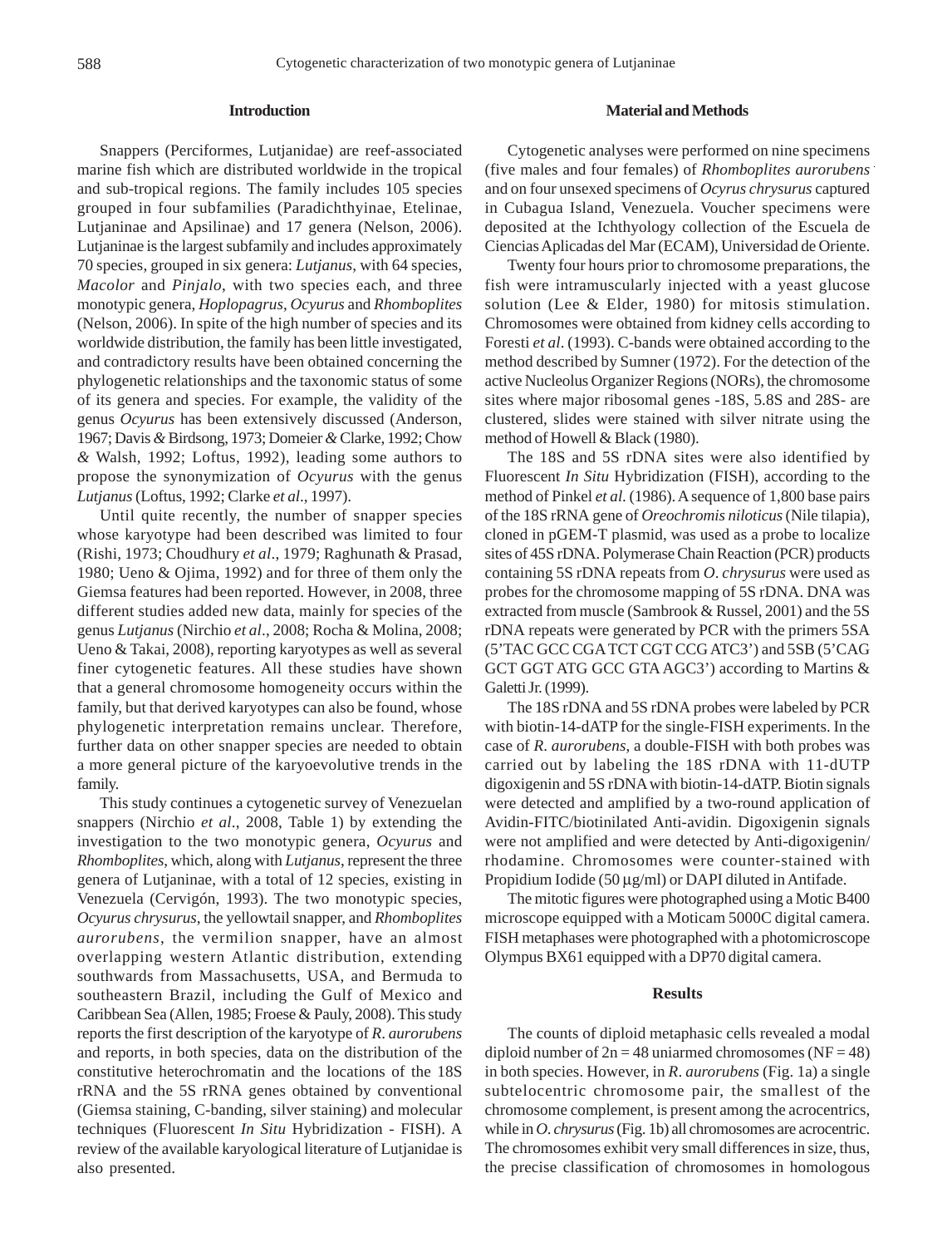## Introduction

Snappers (Perciformes, Lutjanidae) are reef-associated marine fish which are distributed worldwide in the tropical and sub-tropical regions. The family includes 105 species grouped in four subfamilies (Paradichthyinae, Etelinae, Lutjaninae and Apsilinae) and 17 genera (Nelson, 2006). Lutjaninae is the largest subfamily and includes approximately 70 species, grouped in six genera: *Lutjanus*, with 64 species, *Macolor* and *Pinjalo*, with two species each, and three monotypic genera, *Hoplopagrus*, *Ocyurus* and *Rhomboplites* (Nelson, 2006). In spite of the high number of species and its worldwide distribution, the family has been little investigated, and contradictory results have been obtained concerning the phylogenetic relationships and the taxonomic status of some of its genera and species. For example, the validity of the genus *Ocyurus* has been extensively discussed (Anderson, 1967; Davis & Birdsong, 1973; Domeier & Clarke, 1992; Chow & Walsh, 1992; Loftus, 1992), leading some authors to propose the synonymization of *Ocyurus* with the genus *Lutjanus* (Loftus, 1992; Clarke *et al*., 1997).

Until quite recently, the number of snapper species whose karyotype had been described was limited to four (Rishi, 1973; Choudhury *et al*., 1979; Raghunath & Prasad, 1980; Ueno & Ojima, 1992) and for three of them only the Giemsa features had been reported. However, in 2008, three different studies added new data, mainly for species of the genus *Lutjanus* (Nirchio *et al*., 2008; Rocha & Molina, 2008; Ueno & Takai, 2008), reporting karyotypes as well as several finer cytogenetic features. All these studies have shown that a general chromosome homogeneity occurs within the family, but that derived karyotypes can also be found, whose phylogenetic interpretation remains unclear. Therefore, further data on other snapper species are needed to obtain a more general picture of the karyoevolutive trends in the family.

This study continues a cytogenetic survey of Venezuelan snappers (Nirchio *et al*., 2008, Table 1) by extending the investigation to the two monotypic genera, *Ocyurus* and *Rhomboplites*, which, along with *Lutjanus*, represent the three genera of Lutjaninae, with a total of 12 species, existing in Venezuela (Cervigón, 1993). The two monotypic species, *Ocyurus chrysurus*, the yellowtail snapper, and *Rhomboplites aurorubens*, the vermilion snapper, have an almost overlapping western Atlantic distribution, extending southwards from Massachusetts, USA, and Bermuda to southeastern Brazil, including the Gulf of Mexico and Caribbean Sea (Allen, 1985; Froese & Pauly, 2008). This study reports the first description of the karyotype of *R. aurorubens* and reports, in both species, data on the distribution of the constitutive heterochromatin and the locations of the 18S rRNA and the 5S rRNA genes obtained by conventional (Giemsa staining, C-banding, silver staining) and molecular techniques (Fluorescent *In Situ* Hybridization - FISH). A review of the available karyological literature of Lutjanidae is also presented.

## Material and Methods

Cytogenetic analyses were performed on nine specimens (five males and four females) of *Rhomboplites aurorubens* and on four unsexed specimens of *Ocyrus chrysurus* captured in Cubagua Island, Venezuela. Voucher specimens were deposited at the Ichthyology collection of the Escuela de Ciencias Aplicadas del Mar (ECAM), Universidad de Oriente.

Twenty four hours prior to chromosome preparations, the fish were intramuscularly injected with a yeast glucose solution (Lee & Elder, 1980) for mitosis stimulation. Chromosomes were obtained from kidney cells according to Foresti *et al*. (1993). C-bands were obtained according to the method described by Sumner (1972). For the detection of the active Nucleolus Organizer Regions (NORs), the chromosome sites where major ribosomal genes -18S, 5.8S and 28S- are clustered, slides were stained with silver nitrate using the method of Howell & Black (1980).

The 18S and 5S rDNA sites were also identified by Fluorescent *In Situ* Hybridization (FISH), according to the method of Pinkel *et al.* (1986). A sequence of 1,800 base pairs of the 18S rRNA gene of *Oreochromis niloticus* (Nile tilapia), cloned in pGEM-T plasmid, was used as a probe to localize sites of 45S rDNA. Polymerase Chain Reaction (PCR) products containing 5S rDNA repeats from *O. chrysurus* were used as probes for the chromosome mapping of 5S rDNA. DNA was extracted from muscle (Sambrook & Russel, 2001) and the 5S rDNA repeats were generated by PCR with the primers 5SA (5'TAC GCC CGA TCT CGT CCG ATC3') and 5SB (5'CAG GCT GGT ATG GCC GTA AGC3') according to Martins & Galetti Jr. (1999).

The 18S rDNA and 5S rDNA probes were labeled by PCR with biotin-14-dATP for the single-FISH experiments. In the case of *R. aurorubens*, a double-FISH with both probes was carried out by labeling the 18S rDNA with 11-dUTP digoxigenin and 5S rDNA with biotin-14-dATP. Biotin signals were detected and amplified by a two-round application of Avidin-FITC/biotinilated Anti-avidin. Digoxigenin signals were not amplified and were detected by Anti-digoxigenin/rhodamine. Chromosomes were counter-stained with Propidium Iodide (50 µg/ml) or DAPI diluted in Antifade.

The mitotic figures were photographed using a Motic B400 microscope equipped with a Moticam 5000C digital camera. FISH metaphases were photographed with a photomicroscope Olympus BX61 equipped with a DP70 digital camera.

## Results

The counts of diploid metaphasic cells revealed a modal diploid number of 2n = 48 uniarmed chromosomes (NF = 48) in both species. However, in *R. aurorubens* (Fig. 1a) a single subtelocentric chromosome pair, the smallest of the chromosome complement, is present among the acrocentrics, while in *O. chrysurus* (Fig. 1b) all chromosomes are acrocentric. The chromosomes exhibit very small differences in size, thus, the precise classification of chromosomes in homologous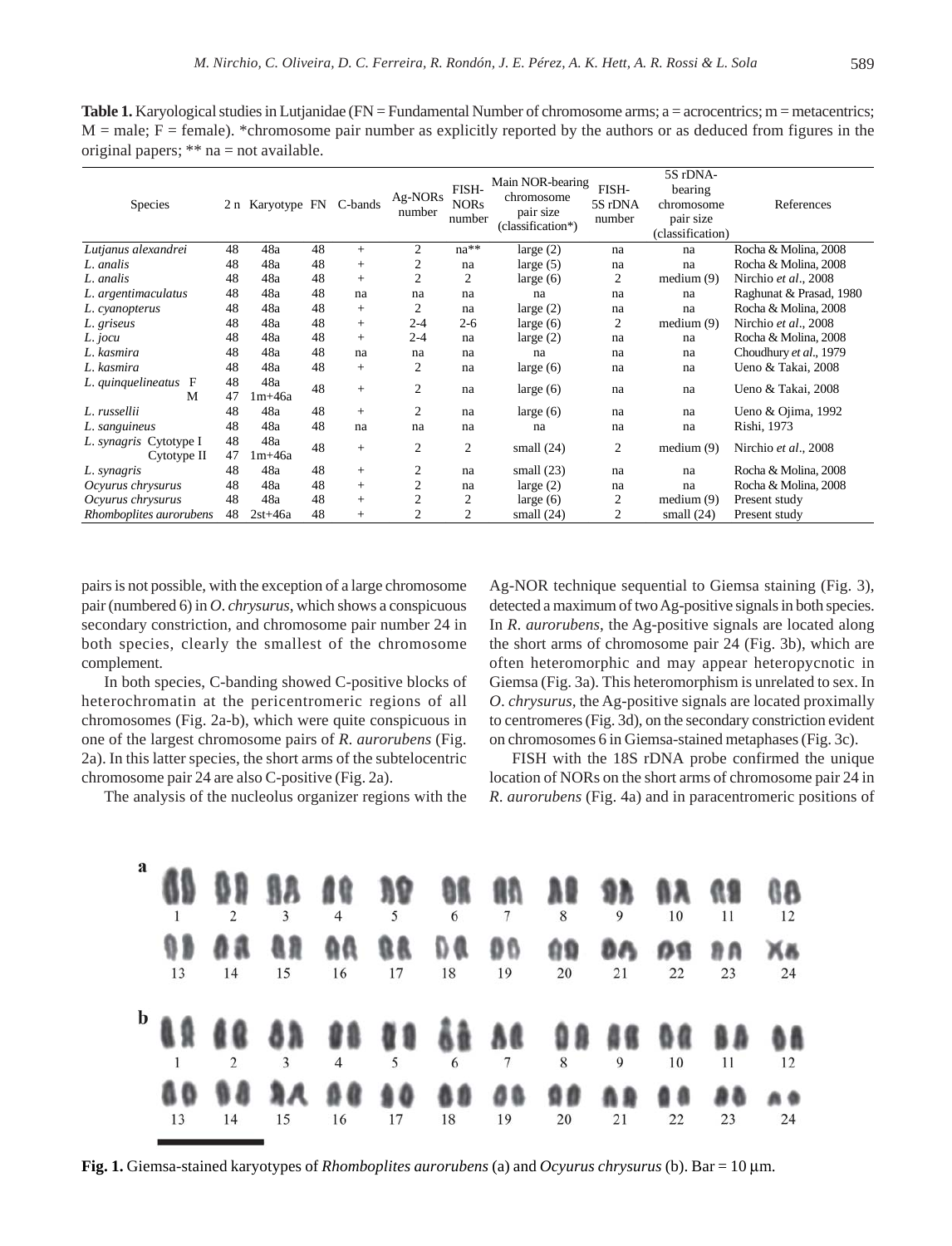**Table 1.** Karyological studies in Lutjanidae (FN = Fundamental Number of chromosome arms; a = acrocentrics; m = metacentrics; M = male; F = female). *chromosome pair number as explicitly reported by the authors or as deduced from figures in the original papers; ** na = not available.

| Species | 2 n | Karyotype | FN | C-bands | Ag-NORs number | FISH-NORs number | Main NOR-bearing chromosome pair size (classification*) | FISH-5S rDNA number | 5S rDNA-bearing chromosome pair size (classification) | References |
|---|---|---|---|---|---|---|---|---|---|---|
| *Lutjanus alexandrei* | 48 | 48a | 48 | + | 2 | na** | large (2) | na | na | Rocha & Molina, 2008 |
| *L. analis* | 48 | 48a | 48 | + | 2 | na | large (5) | na | na | Rocha & Molina, 2008 |
| *L. analis* | 48 | 48a | 48 | + | 2 | 2 | large (6) | 2 | medium (9) | Nirchio *et al*., 2008 |
| *L. argentimaculatus* | 48 | 48a | 48 | na | na | na | na | na | na | Raghunat & Prasad, 1980 |
| *L. cyanopterus* | 48 | 48a | 48 | + | 2 | na | large (2) | na | na | Rocha & Molina, 2008 |
| *L. griseus* | 48 | 48a | 48 | + | 2-4 | 2-6 | large (6) | 2 | medium (9) | Nirchio *et al*., 2008 |
| *L. jocu* | 48 | 48a | 48 | + | 2-4 | na | large (2) | na | na | Rocha & Molina, 2008 |
| *L. kasmira* | 48 | 48a | 48 | na | na | na | na | na | na | Choudhury *et al*., 1979 |
| *L. kasmira* | 48 | 48a | 48 | + | 2 | na | large (6) | na | na | Ueno & Takai, 2008 |
| *L. quinquelineatus* F / M | 48 / 47 | 48a / 1m+46a | 48 | + | 2 | na | large (6) | na | na | Ueno & Takai, 2008 |
| *L. russellii* | 48 | 48a | 48 | + | 2 | na | large (6) | na | na | Ueno & Ojima, 1992 |
| *L. sanguineus* | 48 | 48a | 48 | na | na | na | na | na | na | Rishi, 1973 |
| *L. synagris* Cytotype I / Cytotype II | 48 / 47 | 48a / 1m+46a | 48 | + | 2 | 2 | small (24) | 2 | medium (9) | Nirchio *et al*., 2008 |
| *L. synagris* | 48 | 48a | 48 | + | 2 | na | small (23) | na | na | Rocha & Molina, 2008 |
| *Ocyurus chrysurus* | 48 | 48a | 48 | + | 2 | na | large (2) | na | na | Rocha & Molina, 2008 |
| *Ocyurus chrysurus* | 48 | 48a | 48 | + | 2 | 2 | large (6) | 2 | medium (9) | Present study |
| *Rhomboplites aurorubens* | 48 | 2st+46a | 48 | + | 2 | 2 | small (24) | 2 | small (24) | Present study |

pairs is not possible, with the exception of a large chromosome pair (numbered 6) in *O. chrysurus*, which shows a conspicuous secondary constriction, and chromosome pair number 24 in both species, clearly the smallest of the chromosome complement.

In both species, C-banding showed C-positive blocks of heterochromatin at the pericentromeric regions of all chromosomes (Fig. 2a-b), which were quite conspicuous in one of the largest chromosome pairs of *R. aurorubens* (Fig. 2a). In this latter species, the short arms of the subtelocentric chromosome pair 24 are also C-positive (Fig. 2a).

The analysis of the nucleolus organizer regions with the Ag-NOR technique sequential to Giemsa staining (Fig. 3), detected a maximum of two Ag-positive signals in both species. In *R. aurorubens*, the Ag-positive signals are located along the short arms of chromosome pair 24 (Fig. 3b), which are often heteromorphic and may appear heteropycnotic in Giemsa (Fig. 3a). This heteromorphism is unrelated to sex. In *O. chrysurus*, the Ag-positive signals are located proximally to centromeres (Fig. 3d), on the secondary constriction evident on chromosomes 6 in Giemsa-stained metaphases (Fig. 3c).

FISH with the 18S rDNA probe confirmed the unique location of NORs on the short arms of chromosome pair 24 in *R. aurorubens* (Fig. 4a) and in paracentromeric positions of

**Fig. 1.** Giemsa-stained karyotypes of *Rhomboplites aurorubens* (a) and *Ocyurus chrysurus* (b). Bar = 10 μm.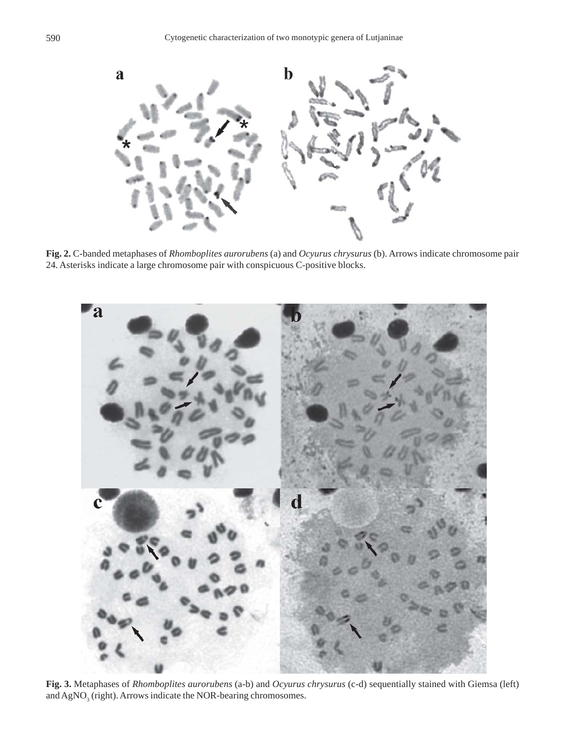**Fig. 2.** C-banded metaphases of *Rhomboplites aurorubens* (a) and *Ocyurus chrysurus* (b). Arrows indicate chromosome pair 24. Asterisks indicate a large chromosome pair with conspicuous C-positive blocks.

**Fig. 3.** Metaphases of *Rhomboplites aurorubens* (a-b) and *Ocyurus chrysurus* (c-d) sequentially stained with Giemsa (left) and $AgNO_3$ (right). Arrows indicate the NOR-bearing chromosomes.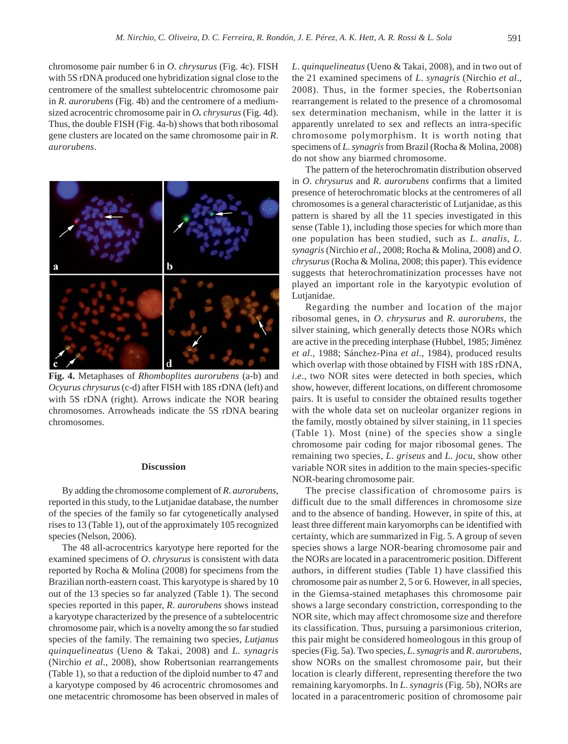chromosome pair number 6 in *O. chrysurus* (Fig. 4c). FISH with 5S rDNA produced one hybridization signal close to the centromere of the smallest subtelocentric chromosome pair in *R. aurorubens* (Fig. 4b) and the centromere of a medium-sized acrocentric chromosome pair in *O. chrysurus* (Fig. 4d). Thus, the double FISH (Fig. 4a-b) shows that both ribosomal gene clusters are located on the same chromosome pair in *R. aurorubens*.

**Fig. 4.** Metaphases of *Rhomboplites aurorubens* (a-b) and *Ocyurus chrysurus* (c-d) after FISH with 18S rDNA (left) and with 5S rDNA (right). Arrows indicate the NOR bearing chromosomes. Arrowheads indicate the 5S rDNA bearing chromosomes.

## Discussion

By adding the chromosome complement of *R. aurorubens*, reported in this study, to the Lutjanidae database, the number of the species of the family so far cytogenetically analysed rises to 13 (Table 1), out of the approximately 105 recognized species (Nelson, 2006).

The 48 all-acrocentrics karyotype here reported for the examined specimens of *O. chrysurus* is consistent with data reported by Rocha & Molina (2008) for specimens from the Brazilian north-eastern coast. This karyotype is shared by 10 out of the 13 species so far analyzed (Table 1). The second species reported in this paper, *R. aurorubens* shows instead a karyotype characterized by the presence of a subtelocentric chromosome pair, which is a novelty among the so far studied species of the family. The remaining two species, *Lutjanus quinquelineatus* (Ueno & Takai, 2008) and *L. synagris* (Nirchio *et al*., 2008), show Robertsonian rearrangements (Table 1), so that a reduction of the diploid number to 47 and a karyotype composed by 46 acrocentric chromosomes and one metacentric chromosome has been observed in males of *L. quinquelineatus* (Ueno & Takai, 2008), and in two out of the 21 examined specimens of *L. synagris* (Nirchio *et al*., 2008). Thus, in the former species, the Robertsonian rearrangement is related to the presence of a chromosomal sex determination mechanism, while in the latter it is apparently unrelated to sex and reflects an intra-specific chromosome polymorphism. It is worth noting that specimens of *L. synagris* from Brazil (Rocha & Molina, 2008) do not show any biarmed chromosome.

The pattern of the heterochromatin distribution observed in *O. chrysurus* and *R. aurorubens* confirms that a limited presence of heterochromatic blocks at the centromeres of all chromosomes is a general characteristic of Lutjanidae, as this pattern is shared by all the 11 species investigated in this sense (Table 1), including those species for which more than one population has been studied, such as *L. analis*, *L. synagris* (Nirchio *et al*., 2008; Rocha & Molina, 2008) and *O. chrysurus* (Rocha & Molina, 2008; this paper). This evidence suggests that heterochromatinization processes have not played an important role in the karyotypic evolution of Lutjanidae.

Regarding the number and location of the major ribosomal genes, in *O. chrysurus* and *R. aurorubens*, the silver staining, which generally detects those NORs which are active in the preceding interphase (Hubbel, 1985; Jimènez *et al*., 1988; Sánchez-Pina *et al*., 1984), produced results which overlap with those obtained by FISH with 18S rDNA, *i.e*., two NOR sites were detected in both species, which show, however, different locations, on different chromosome pairs. It is useful to consider the obtained results together with the whole data set on nucleolar organizer regions in the family, mostly obtained by silver staining, in 11 species (Table 1). Most (nine) of the species show a single chromosome pair coding for major ribosomal genes. The remaining two species, *L. griseus* and *L. jocu*, show other variable NOR sites in addition to the main species-specific NOR-bearing chromosome pair.

The precise classification of chromosome pairs is difficult due to the small differences in chromosome size and to the absence of banding. However, in spite of this, at least three different main karyomorphs can be identified with certainty, which are summarized in Fig. 5. A group of seven species shows a large NOR-bearing chromosome pair and the NORs are located in a paracentromeric position. Different authors, in different studies (Table 1) have classified this chromosome pair as number 2, 5 or 6. However, in all species, in the Giemsa-stained metaphases this chromosome pair shows a large secondary constriction, corresponding to the NOR site, which may affect chromosome size and therefore its classification. Thus, pursuing a parsimonious criterion, this pair might be considered homeologous in this group of species (Fig. 5a). Two species, *L. synagris* and *R. aurorubens*, show NORs on the smallest chromosome pair, but their location is clearly different, representing therefore the two remaining karyomorphs. In *L. synagris* (Fig. 5b), NORs are located in a paracentromeric position of chromosome pair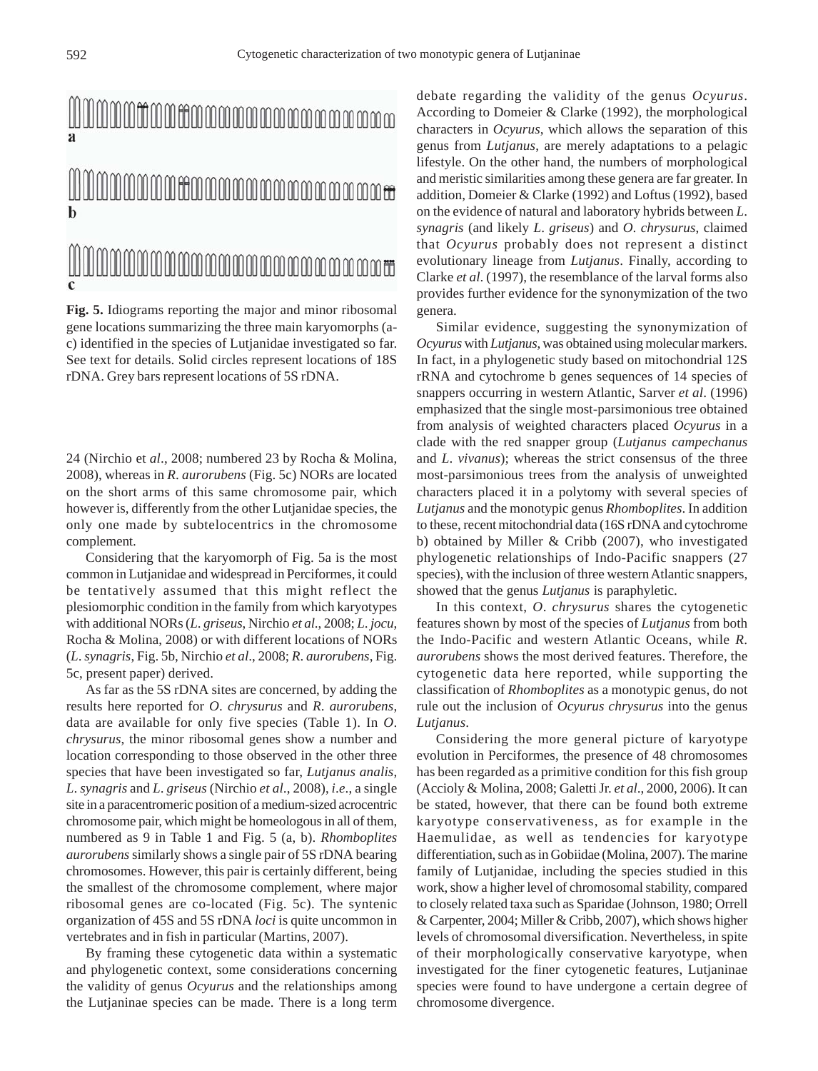**Fig. 5.** Idiograms reporting the major and minor ribosomal gene locations summarizing the three main karyomorphs (a-c) identified in the species of Lutjanidae investigated so far. See text for details. Solid circles represent locations of 18S rDNA. Grey bars represent locations of 5S rDNA.

24 (Nirchio et *al*., 2008; numbered 23 by Rocha & Molina, 2008), whereas in *R. aurorubens* (Fig. 5c) NORs are located on the short arms of this same chromosome pair, which however is, differently from the other Lutjanidae species, the only one made by subtelocentrics in the chromosome complement.

Considering that the karyomorph of Fig. 5a is the most common in Lutjanidae and widespread in Perciformes, it could be tentatively assumed that this might reflect the plesiomorphic condition in the family from which karyotypes with additional NORs (*L. griseus*, Nirchio *et al*., 2008; *L. jocu*, Rocha & Molina, 2008) or with different locations of NORs (*L. synagris*, Fig. 5b, Nirchio *et al*., 2008; *R. aurorubens*, Fig. 5c, present paper) derived.

As far as the 5S rDNA sites are concerned, by adding the results here reported for *O. chrysurus* and *R. aurorubens*, data are available for only five species (Table 1). In *O. chrysurus*, the minor ribosomal genes show a number and location corresponding to those observed in the other three species that have been investigated so far, *Lutjanus analis*, *L. synagris* and *L. griseus* (Nirchio *et al*., 2008), *i.e*., a single site in a paracentromeric position of a medium-sized acrocentric chromosome pair, which might be homeologous in all of them, numbered as 9 in Table 1 and Fig. 5 (a, b). *Rhomboplites aurorubens* similarly shows a single pair of 5S rDNA bearing chromosomes. However, this pair is certainly different, being the smallest of the chromosome complement, where major ribosomal genes are co-located (Fig. 5c). The syntenic organization of 45S and 5S rDNA *loci* is quite uncommon in vertebrates and in fish in particular (Martins, 2007).

By framing these cytogenetic data within a systematic and phylogenetic context, some considerations concerning the validity of genus *Ocyurus* and the relationships among the Lutjaninae species can be made. There is a long term debate regarding the validity of the genus *Ocyurus*. According to Domeier & Clarke (1992), the morphological characters in *Ocyurus*, which allows the separation of this genus from *Lutjanus*, are merely adaptations to a pelagic lifestyle. On the other hand, the numbers of morphological and meristic similarities among these genera are far greater. In addition, Domeier & Clarke (1992) and Loftus (1992), based on the evidence of natural and laboratory hybrids between *L. synagris* (and likely *L. griseus*) and *O. chrysurus*, claimed that *Ocyurus* probably does not represent a distinct evolutionary lineage from *Lutjanus*. Finally, according to Clarke *et al*. (1997), the resemblance of the larval forms also provides further evidence for the synonymization of the two genera.

Similar evidence, suggesting the synonymization of *Ocyurus* with *Lutjanus*, was obtained using molecular markers. In fact, in a phylogenetic study based on mitochondrial 12S rRNA and cytochrome b genes sequences of 14 species of snappers occurring in western Atlantic, Sarver *et al*. (1996) emphasized that the single most-parsimonious tree obtained from analysis of weighted characters placed *Ocyurus* in a clade with the red snapper group (*Lutjanus campechanus* and *L. vivanus*); whereas the strict consensus of the three most-parsimonious trees from the analysis of unweighted characters placed it in a polytomy with several species of *Lutjanus* and the monotypic genus *Rhomboplites*. In addition to these, recent mitochondrial data (16S rDNA and cytochrome b) obtained by Miller & Cribb (2007), who investigated phylogenetic relationships of Indo-Pacific snappers (27 species), with the inclusion of three western Atlantic snappers, showed that the genus *Lutjanus* is paraphyletic.

In this context, *O. chrysurus* shares the cytogenetic features shown by most of the species of *Lutjanus* from both the Indo-Pacific and western Atlantic Oceans, while *R. aurorubens* shows the most derived features. Therefore, the cytogenetic data here reported, while supporting the classification of *Rhomboplites* as a monotypic genus, do not rule out the inclusion of *Ocyurus chrysurus* into the genus *Lutjanus*.

Considering the more general picture of karyotype evolution in Perciformes, the presence of 48 chromosomes has been regarded as a primitive condition for this fish group (Accioly & Molina, 2008; Galetti Jr. *et al*., 2000, 2006). It can be stated, however, that there can be found both extreme karyotype conservativeness, as for example in the Haemulidae, as well as tendencies for karyotype differentiation, such as in Gobiidae (Molina, 2007). The marine family of Lutjanidae, including the species studied in this work, show a higher level of chromosomal stability, compared to closely related taxa such as Sparidae (Johnson, 1980; Orrell & Carpenter, 2004; Miller & Cribb, 2007), which shows higher levels of chromosomal diversification. Nevertheless, in spite of their morphologically conservative karyotype, when investigated for the finer cytogenetic features, Lutjaninae species were found to have undergone a certain degree of chromosome divergence.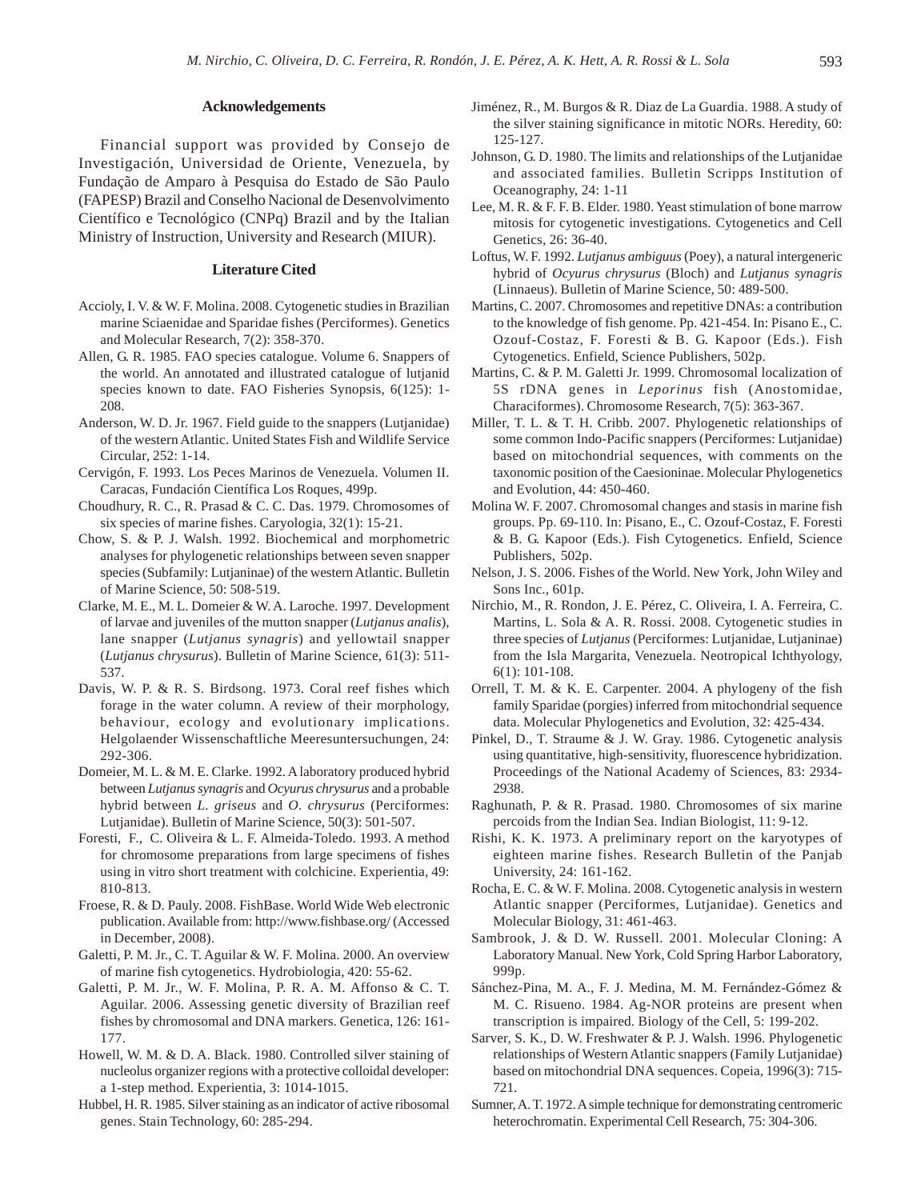## Acknowledgements

Financial support was provided by Consejo de Investigación, Universidad de Oriente, Venezuela, by Fundação de Amparo à Pesquisa do Estado de São Paulo (FAPESP) Brazil and Conselho Nacional de Desenvolvimento Científico e Tecnológico (CNPq) Brazil and by the Italian Ministry of Instruction, University and Research (MIUR).

## Literature Cited

Accioly, I. V. & W. F. Molina. 2008. Cytogenetic studies in Brazilian marine Sciaenidae and Sparidae fishes (Perciformes). Genetics and Molecular Research, 7(2): 358-370.

Allen, G. R. 1985. FAO species catalogue. Volume 6. Snappers of the world. An annotated and illustrated catalogue of lutjanid species known to date. FAO Fisheries Synopsis, 6(125): 1-208.

Anderson, W. D. Jr. 1967. Field guide to the snappers (Lutjanidae) of the western Atlantic. United States Fish and Wildlife Service Circular, 252: 1-14.

Cervigón, F. 1993. Los Peces Marinos de Venezuela. Volumen II. Caracas, Fundación Científica Los Roques, 499p.

Choudhury, R. C., R. Prasad & C. C. Das. 1979. Chromosomes of six species of marine fishes. Caryologia, 32(1): 15-21.

Chow, S. & P. J. Walsh. 1992. Biochemical and morphometric analyses for phylogenetic relationships between seven snapper species (Subfamily: Lutjaninae) of the western Atlantic. Bulletin of Marine Science, 50: 508-519.

Clarke, M. E., M. L. Domeier & W. A. Laroche. 1997. Development of larvae and juveniles of the mutton snapper (*Lutjanus analis*), lane snapper (*Lutjanus synagris*) and yellowtail snapper (*Lutjanus chrysurus*). Bulletin of Marine Science, 61(3): 511-537.

Davis, W. P. & R. S. Birdsong. 1973. Coral reef fishes which forage in the water column. A review of their morphology, behaviour, ecology and evolutionary implications. Helgolaender Wissenschaftliche Meeresuntersuchungen, 24: 292-306.

Domeier, M. L. & M. E. Clarke. 1992. A laboratory produced hybrid between *Lutjanus synagris* and *Ocyurus chrysurus* and a probable hybrid between *L. griseus* and *O. chrysurus* (Perciformes: Lutjanidae). Bulletin of Marine Science, 50(3): 501-507.

Foresti, F., C. Oliveira & L. F. Almeida-Toledo. 1993. A method for chromosome preparations from large specimens of fishes using in vitro short treatment with colchicine. Experientia, 49: 810-813.

Froese, R. & D. Pauly. 2008. FishBase. World Wide Web electronic publication. Available from: http://www.fishbase.org/ (Accessed in December, 2008).

Galetti, P. M. Jr., C. T. Aguilar & W. F. Molina. 2000. An overview of marine fish cytogenetics. Hydrobiologia, 420: 55-62.

Galetti, P. M. Jr., W. F. Molina, P. R. A. M. Affonso & C. T. Aguilar. 2006. Assessing genetic diversity of Brazilian reef fishes by chromosomal and DNA markers. Genetica, 126: 161-177.

Howell, W. M. & D. A. Black. 1980. Controlled silver staining of nucleolus organizer regions with a protective colloidal developer: a 1-step method. Experientia, 3: 1014-1015.

Hubbel, H. R. 1985. Silver staining as an indicator of active ribosomal genes. Stain Technology, 60: 285-294.

Jiménez, R., M. Burgos & R. Diaz de La Guardia. 1988. A study of the silver staining significance in mitotic NORs. Heredity, 60: 125-127.

Johnson, G. D. 1980. The limits and relationships of the Lutjanidae and associated families. Bulletin Scripps Institution of Oceanography, 24: 1-11

Lee, M. R. & F. F. B. Elder. 1980. Yeast stimulation of bone marrow mitosis for cytogenetic investigations. Cytogenetics and Cell Genetics, 26: 36-40.

Loftus, W. F. 1992. *Lutjanus ambiguus* (Poey), a natural intergeneric hybrid of *Ocyurus chrysurus* (Bloch) and *Lutjanus synagris* (Linnaeus). Bulletin of Marine Science, 50: 489-500.

Martins, C. 2007. Chromosomes and repetitive DNAs: a contribution to the knowledge of fish genome. Pp. 421-454. In: Pisano E., C. Ozouf-Costaz, F. Foresti & B. G. Kapoor (Eds.). Fish Cytogenetics. Enfield, Science Publishers, 502p.

Martins, C. & P. M. Galetti Jr. 1999. Chromosomal localization of 5S rDNA genes in *Leporinus* fish (Anostomidae, Characiformes). Chromosome Research, 7(5): 363-367.

Miller, T. L. & T. H. Cribb. 2007. Phylogenetic relationships of some common Indo-Pacific snappers (Perciformes: Lutjanidae) based on mitochondrial sequences, with comments on the taxonomic position of the Caesioninae. Molecular Phylogenetics and Evolution, 44: 450-460.

Molina W. F. 2007. Chromosomal changes and stasis in marine fish groups. Pp. 69-110. In: Pisano, E., C. Ozouf-Costaz, F. Foresti & B. G. Kapoor (Eds.). Fish Cytogenetics. Enfield, Science Publishers, 502p.

Nelson, J. S. 2006. Fishes of the World. New York, John Wiley and Sons Inc., 601p.

Nirchio, M., R. Rondon, J. E. Pérez, C. Oliveira, I. A. Ferreira, C. Martins, L. Sola & A. R. Rossi. 2008. Cytogenetic studies in three species of *Lutjanus* (Perciformes: Lutjanidae, Lutjaninae) from the Isla Margarita, Venezuela. Neotropical Ichthyology, 6(1): 101-108.

Orrell, T. M. & K. E. Carpenter. 2004. A phylogeny of the fish family Sparidae (porgies) inferred from mitochondrial sequence data. Molecular Phylogenetics and Evolution, 32: 425-434.

Pinkel, D., T. Straume & J. W. Gray. 1986. Cytogenetic analysis using quantitative, high-sensitivity, fluorescence hybridization. Proceedings of the National Academy of Sciences, 83: 2934-2938.

Raghunath, P. & R. Prasad. 1980. Chromosomes of six marine percoids from the Indian Sea. Indian Biologist, 11: 9-12.

Rishi, K. K. 1973. A preliminary report on the karyotypes of eighteen marine fishes. Research Bulletin of the Panjab University, 24: 161-162.

Rocha, E. C. & W. F. Molina. 2008. Cytogenetic analysis in western Atlantic snapper (Perciformes, Lutjanidae). Genetics and Molecular Biology, 31: 461-463.

Sambrook, J. & D. W. Russell. 2001. Molecular Cloning: A Laboratory Manual. New York, Cold Spring Harbor Laboratory, 999p.

Sánchez-Pina, M. A., F. J. Medina, M. M. Fernández-Gómez & M. C. Risueno. 1984. Ag-NOR proteins are present when transcription is impaired. Biology of the Cell, 5: 199-202.

Sarver, S. K., D. W. Freshwater & P. J. Walsh. 1996. Phylogenetic relationships of Western Atlantic snappers (Family Lutjanidae) based on mitochondrial DNA sequences. Copeia, 1996(3): 715-721.

Sumner, A. T. 1972. A simple technique for demonstrating centromeric heterochromatin. Experimental Cell Research, 75: 304-306.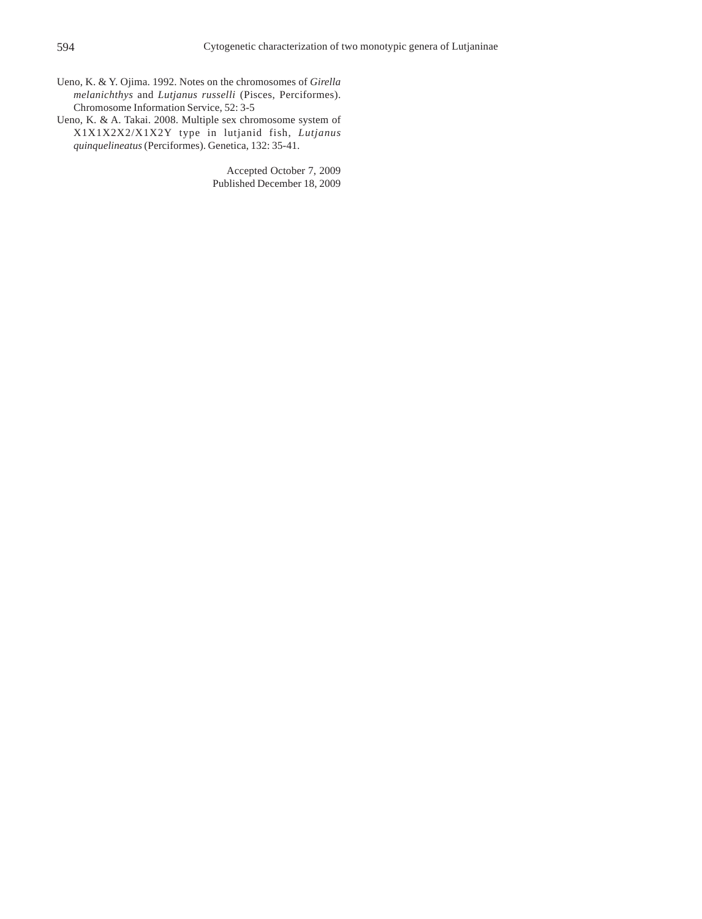Ueno, K. & Y. Ojima. 1992. Notes on the chromosomes of *Girella melanichthys* and *Lutjanus russelli* (Pisces, Perciformes). Chromosome Information Service, 52: 3-5

Ueno, K. & A. Takai. 2008. Multiple sex chromosome system of X1X1X2X2/X1X2Y type in lutjanid fish, *Lutjanus quinquelineatus* (Perciformes). Genetica, 132: 35-41.

Accepted October 7, 2009
Published December 18, 2009